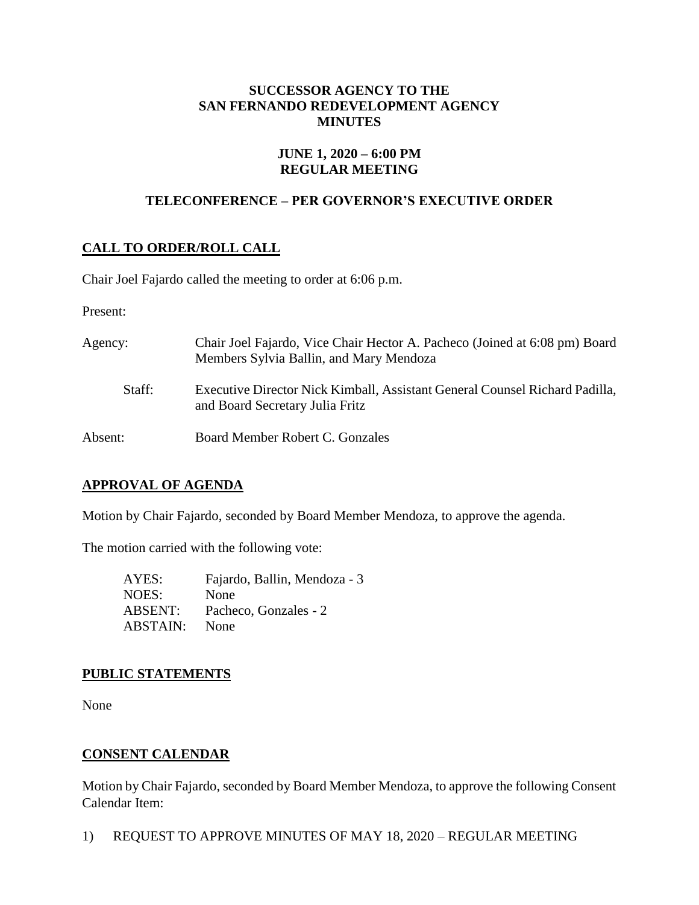**SUCCESSOR AGENCY TO THE SAN FERNANDO REDEVELOPMENT AGENCY MINUTES**

**JUNE 1, 2020 – 6:00 PM REGULAR MEETING**

**TELECONFERENCE – PER GOVERNOR'S EXECUTIVE ORDER**

## CALL TO ORDER/ROLL CALL

Chair Joel Fajardo called the meeting to order at 6:06 p.m.

Present:

Agency: Chair Joel Fajardo, Vice Chair Hector A. Pacheco (Joined at 6:08 pm) Board Members Sylvia Ballin, and Mary Mendoza

Staff: Executive Director Nick Kimball, Assistant General Counsel Richard Padilla, and Board Secretary Julia Fritz

Absent: Board Member Robert C. Gonzales

## APPROVAL OF AGENDA

Motion by Chair Fajardo, seconded by Board Member Mendoza, to approve the agenda.

The motion carried with the following vote:

AYES: Fajardo, Ballin, Mendoza - 3
NOES: None
ABSENT: Pacheco, Gonzales - 2
ABSTAIN: None

## PUBLIC STATEMENTS

None

## CONSENT CALENDAR

Motion by Chair Fajardo, seconded by Board Member Mendoza, to approve the following Consent Calendar Item:

1) REQUEST TO APPROVE MINUTES OF MAY 18, 2020 – REGULAR MEETING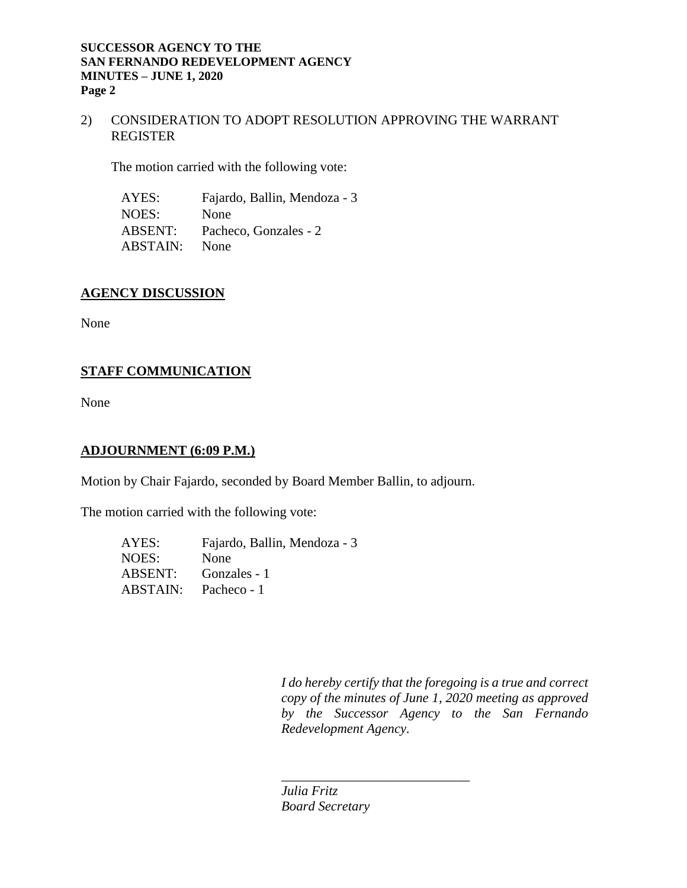2) CONSIDERATION TO ADOPT RESOLUTION APPROVING THE WARRANT REGISTER

The motion carried with the following vote:

| | |
|---|---|
| AYES: | Fajardo, Ballin, Mendoza - 3 |
| NOES: | None |
| ABSENT: | Pacheco, Gonzales - 2 |
| ABSTAIN: | None |

## AGENCY DISCUSSION

None

## STAFF COMMUNICATION

None

## ADJOURNMENT (6:09 P.M.)

Motion by Chair Fajardo, seconded by Board Member Ballin, to adjourn.

The motion carried with the following vote:

| | |
|---|---|
| AYES: | Fajardo, Ballin, Mendoza - 3 |
| NOES: | None |
| ABSENT: | Gonzales - 1 |
| ABSTAIN: | Pacheco - 1 |

*I do hereby certify that the foregoing is a true and correct copy of the minutes of June 1, 2020 meeting as approved by the Successor Agency to the San Fernando Redevelopment Agency.*

___________________________

*Julia Fritz*
*Board Secretary*